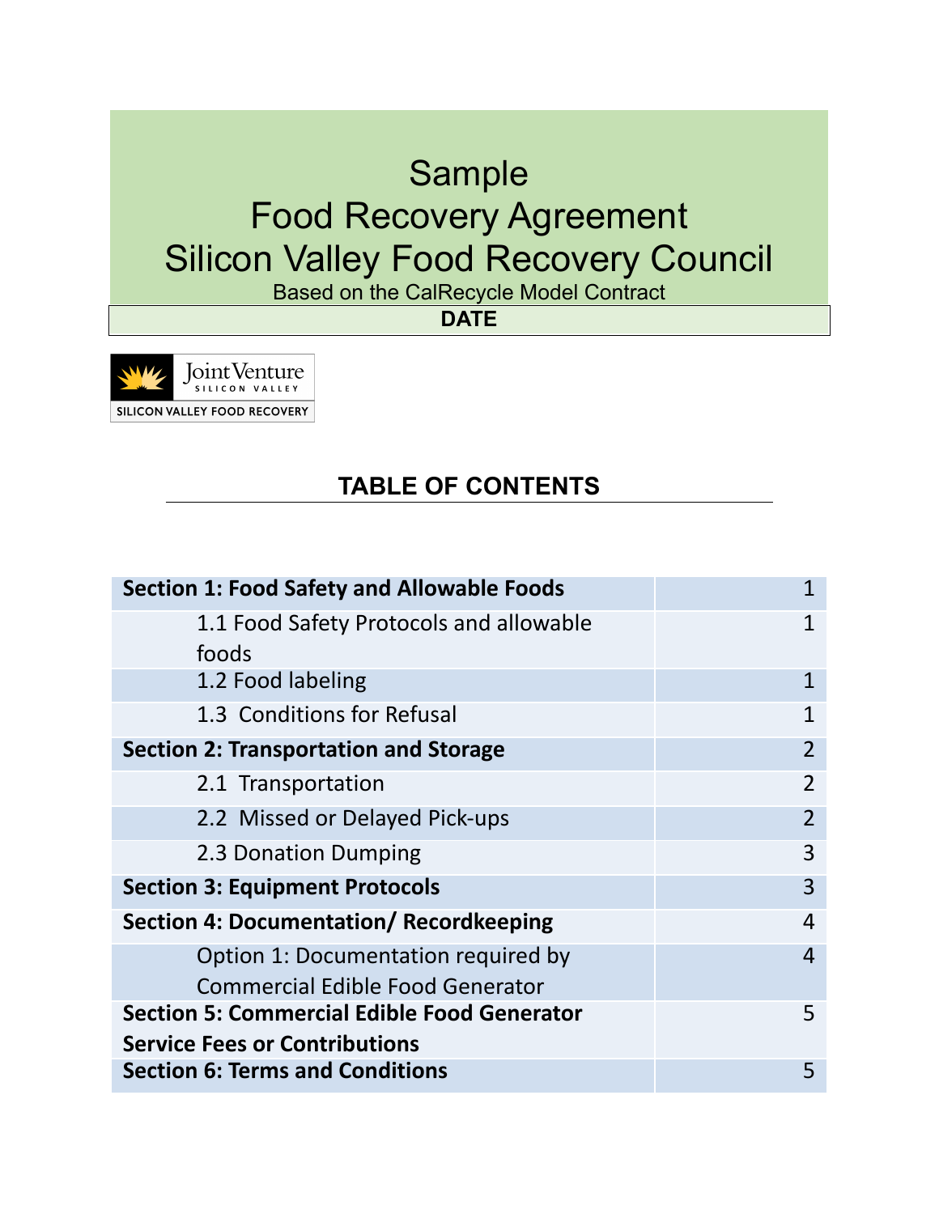# Sample
# Food Recovery Agreement
# Silicon Valley Food Recovery Council

Based on the CalRecycle Model Contract

**DATE**

JointVenture SILICON VALLEY

SILICON VALLEY FOOD RECOVERY

## TABLE OF CONTENTS

| | |
|---|---|
| **Section 1: Food Safety and Allowable Foods** | 1 |
| 1.1 Food Safety Protocols and allowable foods | 1 |
| 1.2 Food labeling | 1 |
| 1.3 Conditions for Refusal | 1 |
| **Section 2: Transportation and Storage** | 2 |
| 2.1 Transportation | 2 |
| 2.2 Missed or Delayed Pick-ups | 2 |
| 2.3 Donation Dumping | 3 |
| **Section 3: Equipment Protocols** | 3 |
| **Section 4: Documentation/ Recordkeeping** | 4 |
| Option 1: Documentation required by Commercial Edible Food Generator | 4 |
| **Section 5: Commercial Edible Food Generator Service Fees or Contributions** | 5 |
| **Section 6: Terms and Conditions** | 5 |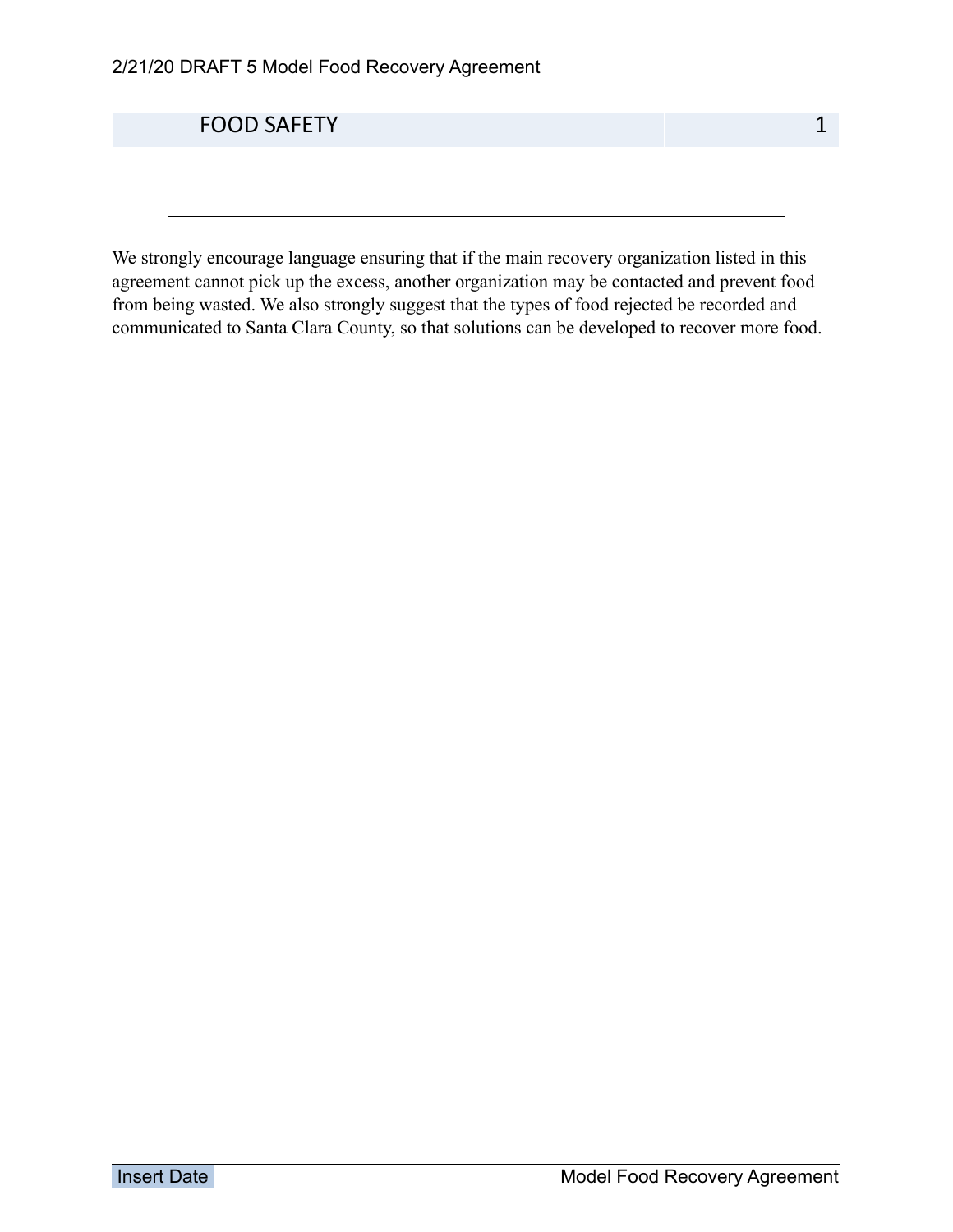| FOOD SAFETY | 1 |
| --- | --- |

---

We strongly encourage language ensuring that if the main recovery organization listed in this agreement cannot pick up the excess, another organization may be contacted and prevent food from being wasted. We also strongly suggest that the types of food rejected be recorded and communicated to Santa Clara County, so that solutions can be developed to recover more food.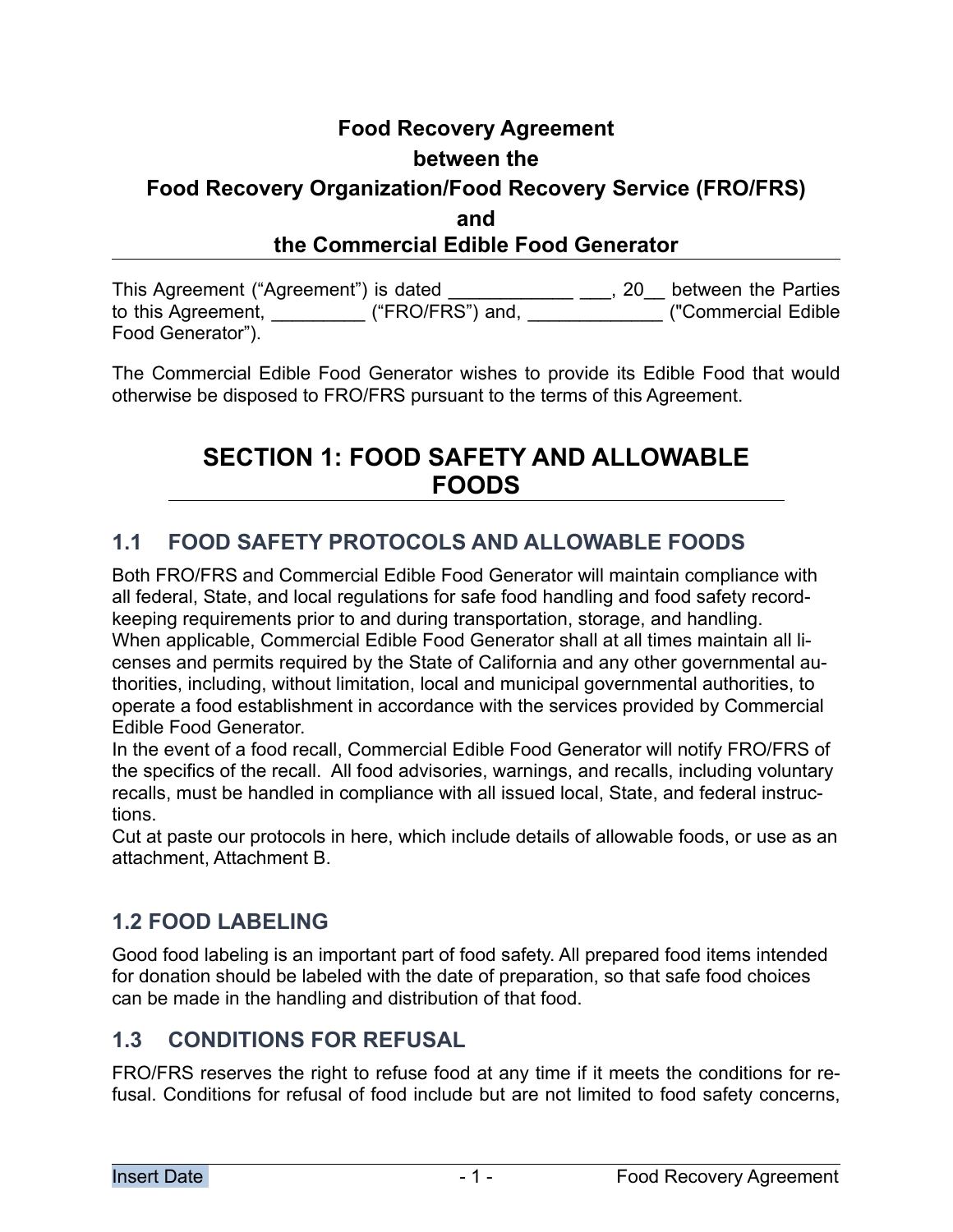# Food Recovery Agreement

**between the**

**Food Recovery Organization/Food Recovery Service (FRO/FRS)**

**and**

**the Commercial Edible Food Generator**

This Agreement ("Agreement") is dated ____________ ___, 20__ between the Parties to this Agreement, _________ ("FRO/FRS") and, _____________ ("Commercial Edible Food Generator").

The Commercial Edible Food Generator wishes to provide its Edible Food that would otherwise be disposed to FRO/FRS pursuant to the terms of this Agreement.

## SECTION 1: FOOD SAFETY AND ALLOWABLE FOODS

### 1.1 FOOD SAFETY PROTOCOLS AND ALLOWABLE FOODS

Both FRO/FRS and Commercial Edible Food Generator will maintain compliance with all federal, State, and local regulations for safe food handling and food safety record-keeping requirements prior to and during transportation, storage, and handling.
When applicable, Commercial Edible Food Generator shall at all times maintain all licenses and permits required by the State of California and any other governmental authorities, including, without limitation, local and municipal governmental authorities, to operate a food establishment in accordance with the services provided by Commercial Edible Food Generator.
In the event of a food recall, Commercial Edible Food Generator will notify FRO/FRS of the specifics of the recall. All food advisories, warnings, and recalls, including voluntary recalls, must be handled in compliance with all issued local, State, and federal instructions.
Cut at paste our protocols in here, which include details of allowable foods, or use as an attachment, Attachment B.

### 1.2 FOOD LABELING

Good food labeling is an important part of food safety. All prepared food items intended for donation should be labeled with the date of preparation, so that safe food choices can be made in the handling and distribution of that food.

### 1.3 CONDITIONS FOR REFUSAL

FRO/FRS reserves the right to refuse food at any time if it meets the conditions for refusal. Conditions for refusal of food include but are not limited to food safety concerns,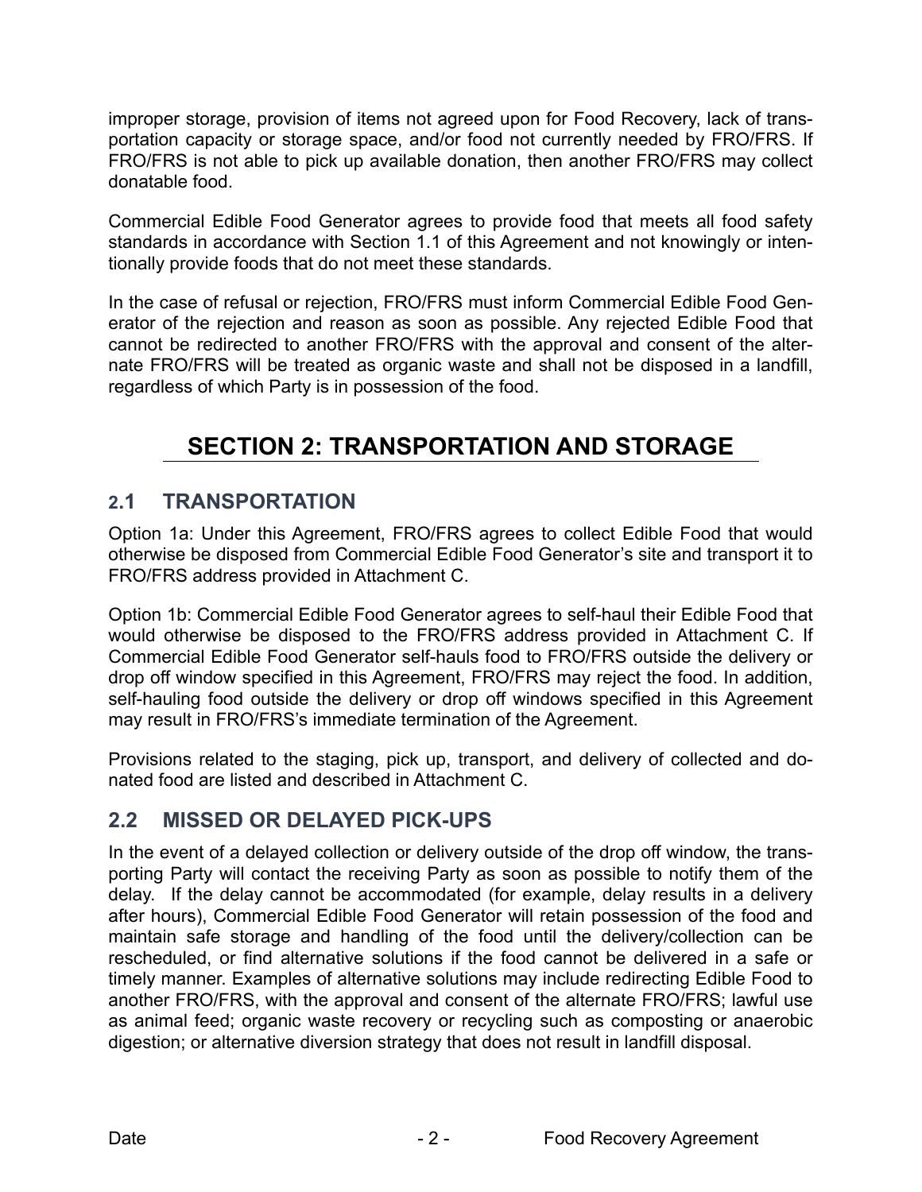improper storage, provision of items not agreed upon for Food Recovery, lack of transportation capacity or storage space, and/or food not currently needed by FRO/FRS. If FRO/FRS is not able to pick up available donation, then another FRO/FRS may collect donatable food.

Commercial Edible Food Generator agrees to provide food that meets all food safety standards in accordance with Section 1.1 of this Agreement and not knowingly or intentionally provide foods that do not meet these standards.

In the case of refusal or rejection, FRO/FRS must inform Commercial Edible Food Generator of the rejection and reason as soon as possible. Any rejected Edible Food that cannot be redirected to another FRO/FRS with the approval and consent of the alternate FRO/FRS will be treated as organic waste and shall not be disposed in a landfill, regardless of which Party is in possession of the food.

# SECTION 2: TRANSPORTATION AND STORAGE

## 2.1 TRANSPORTATION

Option 1a: Under this Agreement, FRO/FRS agrees to collect Edible Food that would otherwise be disposed from Commercial Edible Food Generator's site and transport it to FRO/FRS address provided in Attachment C.

Option 1b: Commercial Edible Food Generator agrees to self-haul their Edible Food that would otherwise be disposed to the FRO/FRS address provided in Attachment C. If Commercial Edible Food Generator self-hauls food to FRO/FRS outside the delivery or drop off window specified in this Agreement, FRO/FRS may reject the food. In addition, self-hauling food outside the delivery or drop off windows specified in this Agreement may result in FRO/FRS's immediate termination of the Agreement.

Provisions related to the staging, pick up, transport, and delivery of collected and donated food are listed and described in Attachment C.

## 2.2 MISSED OR DELAYED PICK-UPS

In the event of a delayed collection or delivery outside of the drop off window, the transporting Party will contact the receiving Party as soon as possible to notify them of the delay. If the delay cannot be accommodated (for example, delay results in a delivery after hours), Commercial Edible Food Generator will retain possession of the food and maintain safe storage and handling of the food until the delivery/collection can be rescheduled, or find alternative solutions if the food cannot be delivered in a safe or timely manner. Examples of alternative solutions may include redirecting Edible Food to another FRO/FRS, with the approval and consent of the alternate FRO/FRS; lawful use as animal feed; organic waste recovery or recycling such as composting or anaerobic digestion; or alternative diversion strategy that does not result in landfill disposal.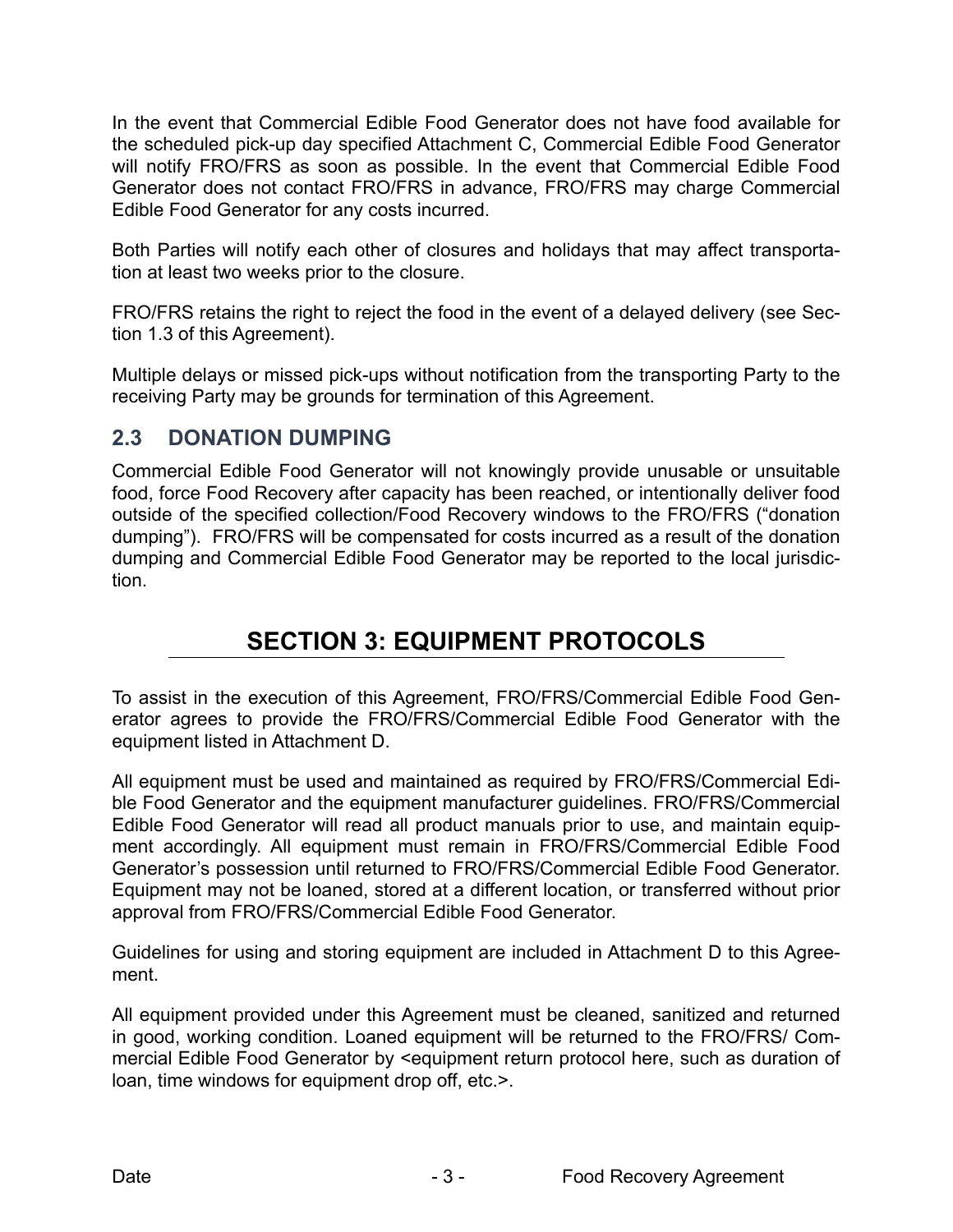In the event that Commercial Edible Food Generator does not have food available for the scheduled pick-up day specified Attachment C, Commercial Edible Food Generator will notify FRO/FRS as soon as possible. In the event that Commercial Edible Food Generator does not contact FRO/FRS in advance, FRO/FRS may charge Commercial Edible Food Generator for any costs incurred.

Both Parties will notify each other of closures and holidays that may affect transportation at least two weeks prior to the closure.

FRO/FRS retains the right to reject the food in the event of a delayed delivery (see Section 1.3 of this Agreement).

Multiple delays or missed pick-ups without notification from the transporting Party to the receiving Party may be grounds for termination of this Agreement.

### 2.3 DONATION DUMPING

Commercial Edible Food Generator will not knowingly provide unusable or unsuitable food, force Food Recovery after capacity has been reached, or intentionally deliver food outside of the specified collection/Food Recovery windows to the FRO/FRS ("donation dumping"). FRO/FRS will be compensated for costs incurred as a result of the donation dumping and Commercial Edible Food Generator may be reported to the local jurisdiction.

## SECTION 3: EQUIPMENT PROTOCOLS

To assist in the execution of this Agreement, FRO/FRS/Commercial Edible Food Generator agrees to provide the FRO/FRS/Commercial Edible Food Generator with the equipment listed in Attachment D.

All equipment must be used and maintained as required by FRO/FRS/Commercial Edible Food Generator and the equipment manufacturer guidelines. FRO/FRS/Commercial Edible Food Generator will read all product manuals prior to use, and maintain equipment accordingly. All equipment must remain in FRO/FRS/Commercial Edible Food Generator's possession until returned to FRO/FRS/Commercial Edible Food Generator. Equipment may not be loaned, stored at a different location, or transferred without prior approval from FRO/FRS/Commercial Edible Food Generator.

Guidelines for using and storing equipment are included in Attachment D to this Agreement.

All equipment provided under this Agreement must be cleaned, sanitized and returned in good, working condition. Loaned equipment will be returned to the FRO/FRS/ Commercial Edible Food Generator by <equipment return protocol here, such as duration of loan, time windows for equipment drop off, etc.>.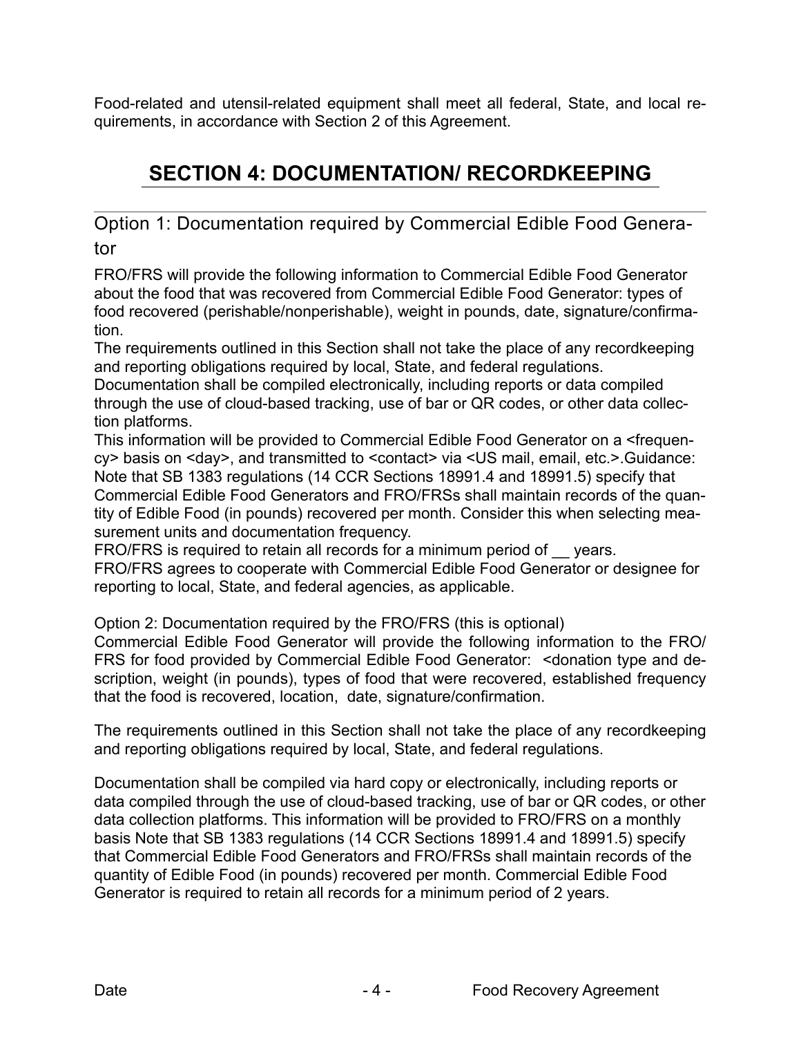Food-related and utensil-related equipment shall meet all federal, State, and local requirements, in accordance with Section 2 of this Agreement.

## SECTION 4: DOCUMENTATION/ RECORDKEEPING

### Option 1: Documentation required by Commercial Edible Food Generator

FRO/FRS will provide the following information to Commercial Edible Food Generator about the food that was recovered from Commercial Edible Food Generator: types of food recovered (perishable/nonperishable), weight in pounds, date, signature/confirmation.

The requirements outlined in this Section shall not take the place of any recordkeeping and reporting obligations required by local, State, and federal regulations.

Documentation shall be compiled electronically, including reports or data compiled through the use of cloud-based tracking, use of bar or QR codes, or other data collection platforms.

This information will be provided to Commercial Edible Food Generator on a <frequency> basis on <day>, and transmitted to <contact> via <US mail, email, etc.>.Guidance: Note that SB 1383 regulations (14 CCR Sections 18991.4 and 18991.5) specify that Commercial Edible Food Generators and FRO/FRSs shall maintain records of the quantity of Edible Food (in pounds) recovered per month. Consider this when selecting measurement units and documentation frequency.

FRO/FRS is required to retain all records for a minimum period of __ years.

FRO/FRS agrees to cooperate with Commercial Edible Food Generator or designee for reporting to local, State, and federal agencies, as applicable.

Option 2: Documentation required by the FRO/FRS (this is optional)

Commercial Edible Food Generator will provide the following information to the FRO/FRS for food provided by Commercial Edible Food Generator: <donation type and description, weight (in pounds), types of food that were recovered, established frequency that the food is recovered, location, date, signature/confirmation.

The requirements outlined in this Section shall not take the place of any recordkeeping and reporting obligations required by local, State, and federal regulations.

Documentation shall be compiled via hard copy or electronically, including reports or data compiled through the use of cloud-based tracking, use of bar or QR codes, or other data collection platforms. This information will be provided to FRO/FRS on a monthly basis Note that SB 1383 regulations (14 CCR Sections 18991.4 and 18991.5) specify that Commercial Edible Food Generators and FRO/FRSs shall maintain records of the quantity of Edible Food (in pounds) recovered per month. Commercial Edible Food Generator is required to retain all records for a minimum period of 2 years.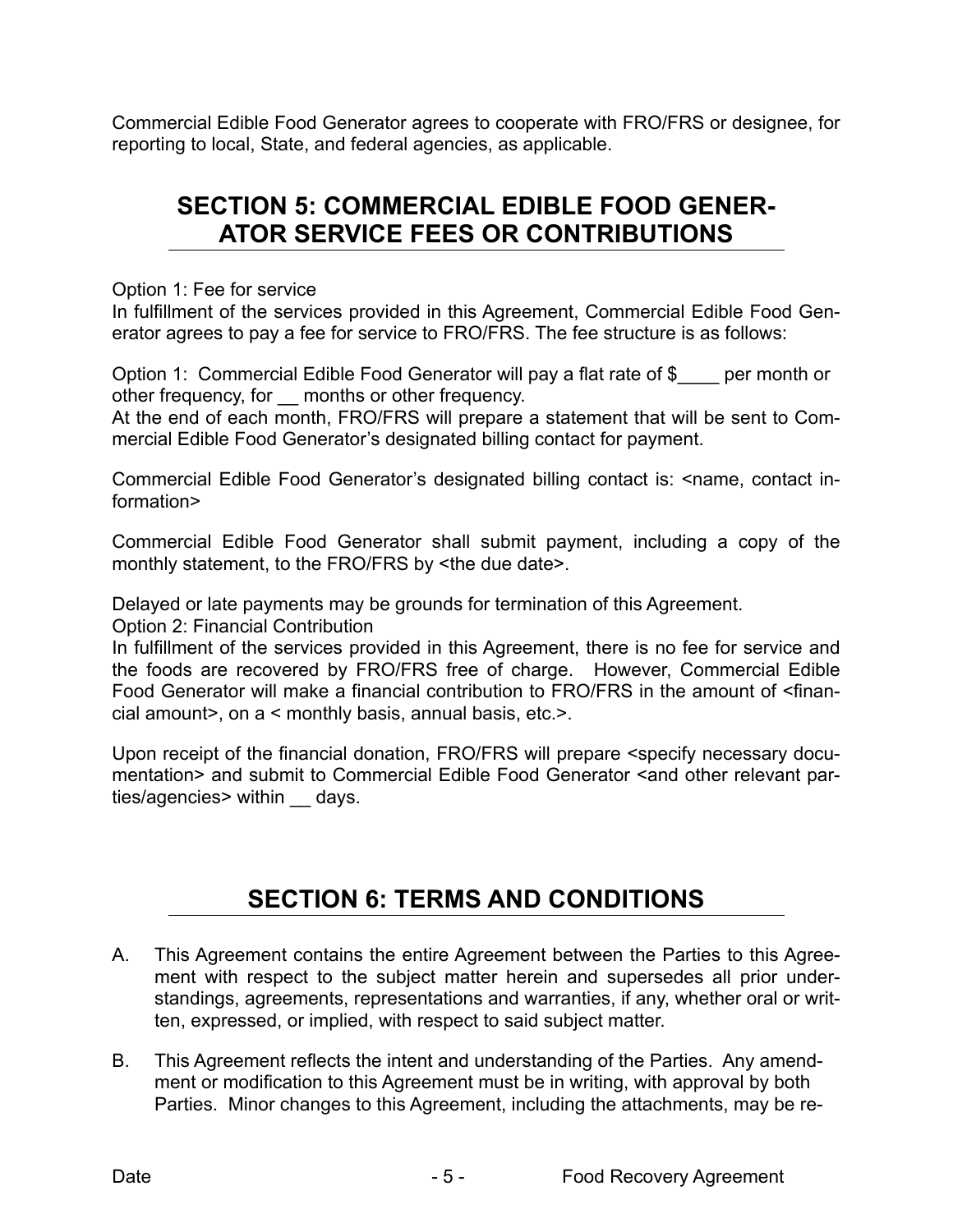Commercial Edible Food Generator agrees to cooperate with FRO/FRS or designee, for reporting to local, State, and federal agencies, as applicable.

## SECTION 5: COMMERCIAL EDIBLE FOOD GENERATOR SERVICE FEES OR CONTRIBUTIONS

Option 1: Fee for service
In fulfillment of the services provided in this Agreement, Commercial Edible Food Generator agrees to pay a fee for service to FRO/FRS. The fee structure is as follows:

Option 1: Commercial Edible Food Generator will pay a flat rate of $____ per month or other frequency, for __ months or other frequency.
At the end of each month, FRO/FRS will prepare a statement that will be sent to Commercial Edible Food Generator's designated billing contact for payment.

Commercial Edible Food Generator's designated billing contact is: <name, contact information>

Commercial Edible Food Generator shall submit payment, including a copy of the monthly statement, to the FRO/FRS by <the due date>.

Delayed or late payments may be grounds for termination of this Agreement.
Option 2: Financial Contribution
In fulfillment of the services provided in this Agreement, there is no fee for service and the foods are recovered by FRO/FRS free of charge. However, Commercial Edible Food Generator will make a financial contribution to FRO/FRS in the amount of <financial amount>, on a < monthly basis, annual basis, etc.>.

Upon receipt of the financial donation, FRO/FRS will prepare <specify necessary documentation> and submit to Commercial Edible Food Generator <and other relevant parties/agencies> within __ days.

## SECTION 6: TERMS AND CONDITIONS

A. This Agreement contains the entire Agreement between the Parties to this Agreement with respect to the subject matter herein and supersedes all prior understandings, agreements, representations and warranties, if any, whether oral or written, expressed, or implied, with respect to said subject matter.

B. This Agreement reflects the intent and understanding of the Parties. Any amendment or modification to this Agreement must be in writing, with approval by both Parties. Minor changes to this Agreement, including the attachments, may be re-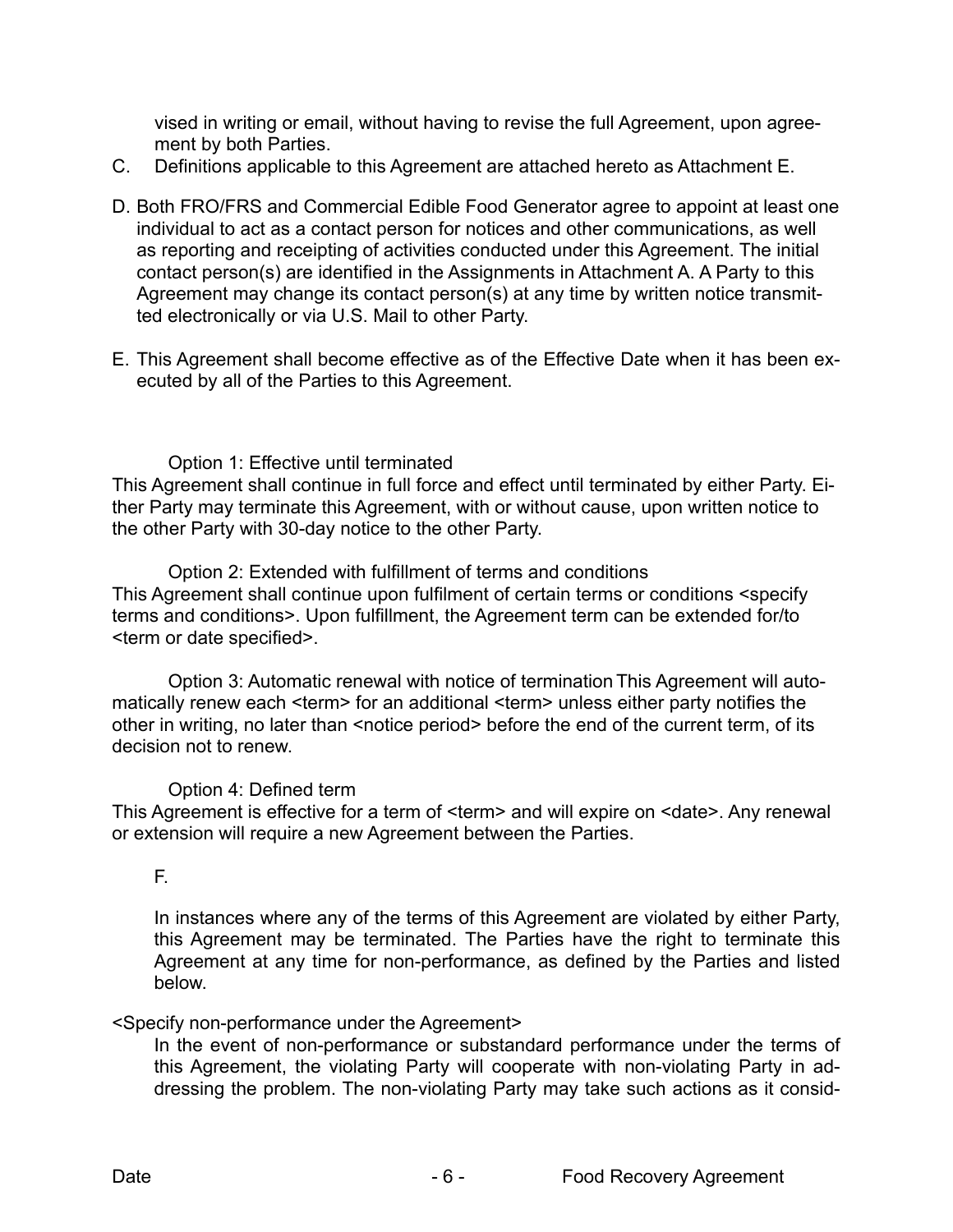vised in writing or email, without having to revise the full Agreement, upon agreement by both Parties.

C. Definitions applicable to this Agreement are attached hereto as Attachment E.

D. Both FRO/FRS and Commercial Edible Food Generator agree to appoint at least one individual to act as a contact person for notices and other communications, as well as reporting and receipting of activities conducted under this Agreement. The initial contact person(s) are identified in the Assignments in Attachment A. A Party to this Agreement may change its contact person(s) at any time by written notice transmitted electronically or via U.S. Mail to other Party.

E. This Agreement shall become effective as of the Effective Date when it has been executed by all of the Parties to this Agreement.

Option 1: Effective until terminated

This Agreement shall continue in full force and effect until terminated by either Party. Either Party may terminate this Agreement, with or without cause, upon written notice to the other Party with 30-day notice to the other Party.

Option 2: Extended with fulfillment of terms and conditions

This Agreement shall continue upon fulfilment of certain terms or conditions <specify terms and conditions>. Upon fulfillment, the Agreement term can be extended for/to <term or date specified>.

Option 3: Automatic renewal with notice of termination This Agreement will automatically renew each <term> for an additional <term> unless either party notifies the other in writing, no later than <notice period> before the end of the current term, of its decision not to renew.

Option 4: Defined term

This Agreement is effective for a term of <term> and will expire on <date>. Any renewal or extension will require a new Agreement between the Parties.

F.

In instances where any of the terms of this Agreement are violated by either Party, this Agreement may be terminated. The Parties have the right to terminate this Agreement at any time for non-performance, as defined by the Parties and listed below.

<Specify non-performance under the Agreement>

In the event of non-performance or substandard performance under the terms of this Agreement, the violating Party will cooperate with non-violating Party in addressing the problem. The non-violating Party may take such actions as it consid-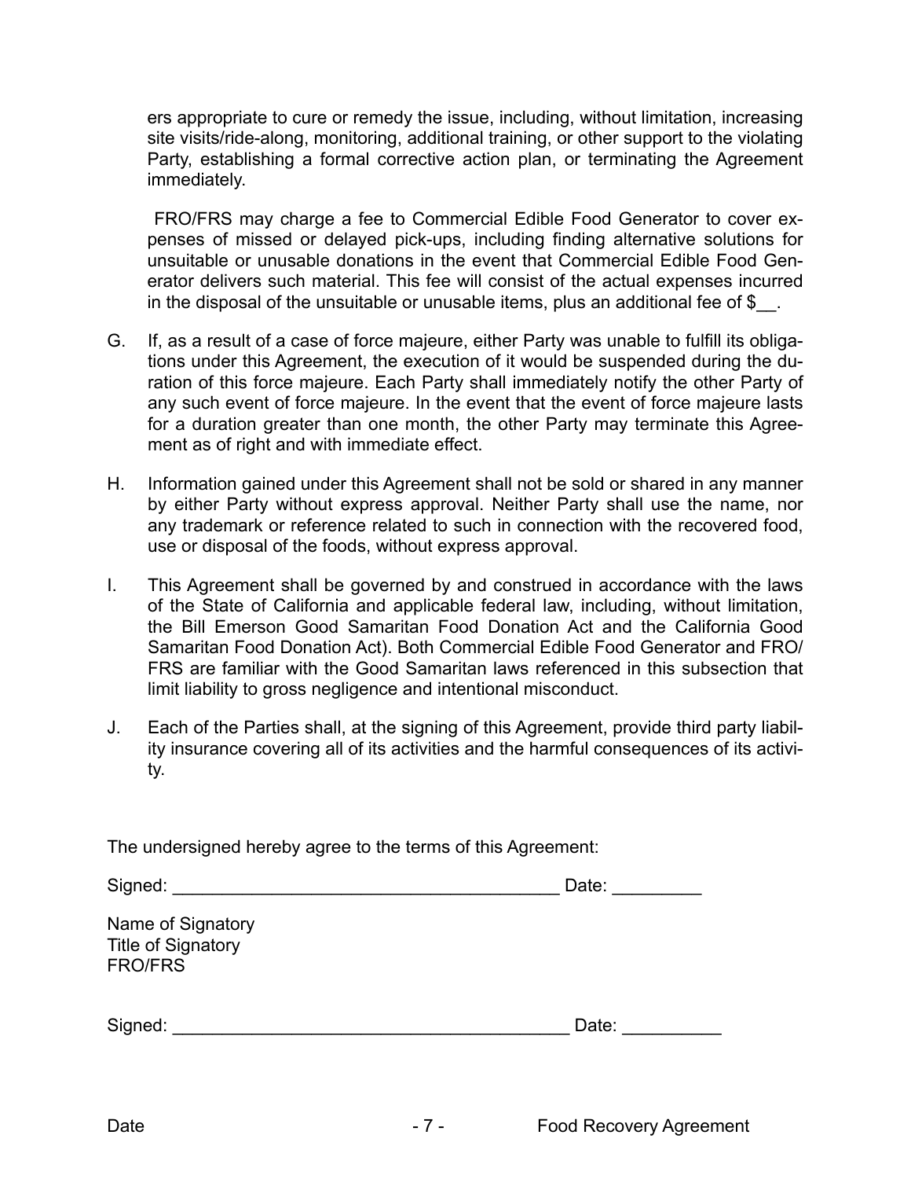ers appropriate to cure or remedy the issue, including, without limitation, increasing site visits/ride-along, monitoring, additional training, or other support to the violating Party, establishing a formal corrective action plan, or terminating the Agreement immediately.

FRO/FRS may charge a fee to Commercial Edible Food Generator to cover expenses of missed or delayed pick-ups, including finding alternative solutions for unsuitable or unusable donations in the event that Commercial Edible Food Generator delivers such material. This fee will consist of the actual expenses incurred in the disposal of the unsuitable or unusable items, plus an additional fee of $__.

G. If, as a result of a case of force majeure, either Party was unable to fulfill its obligations under this Agreement, the execution of it would be suspended during the duration of this force majeure. Each Party shall immediately notify the other Party of any such event of force majeure. In the event that the event of force majeure lasts for a duration greater than one month, the other Party may terminate this Agreement as of right and with immediate effect.

H. Information gained under this Agreement shall not be sold or shared in any manner by either Party without express approval. Neither Party shall use the name, nor any trademark or reference related to such in connection with the recovered food, use or disposal of the foods, without express approval.

I. This Agreement shall be governed by and construed in accordance with the laws of the State of California and applicable federal law, including, without limitation, the Bill Emerson Good Samaritan Food Donation Act and the California Good Samaritan Food Donation Act). Both Commercial Edible Food Generator and FRO/FRS are familiar with the Good Samaritan laws referenced in this subsection that limit liability to gross negligence and intentional misconduct.

J. Each of the Parties shall, at the signing of this Agreement, provide third party liability insurance covering all of its activities and the harmful consequences of its activity.

The undersigned hereby agree to the terms of this Agreement:

Signed: ________________________________________ Date: _________

Name of Signatory
Title of Signatory
FRO/FRS

Signed: _________________________________________ Date: __________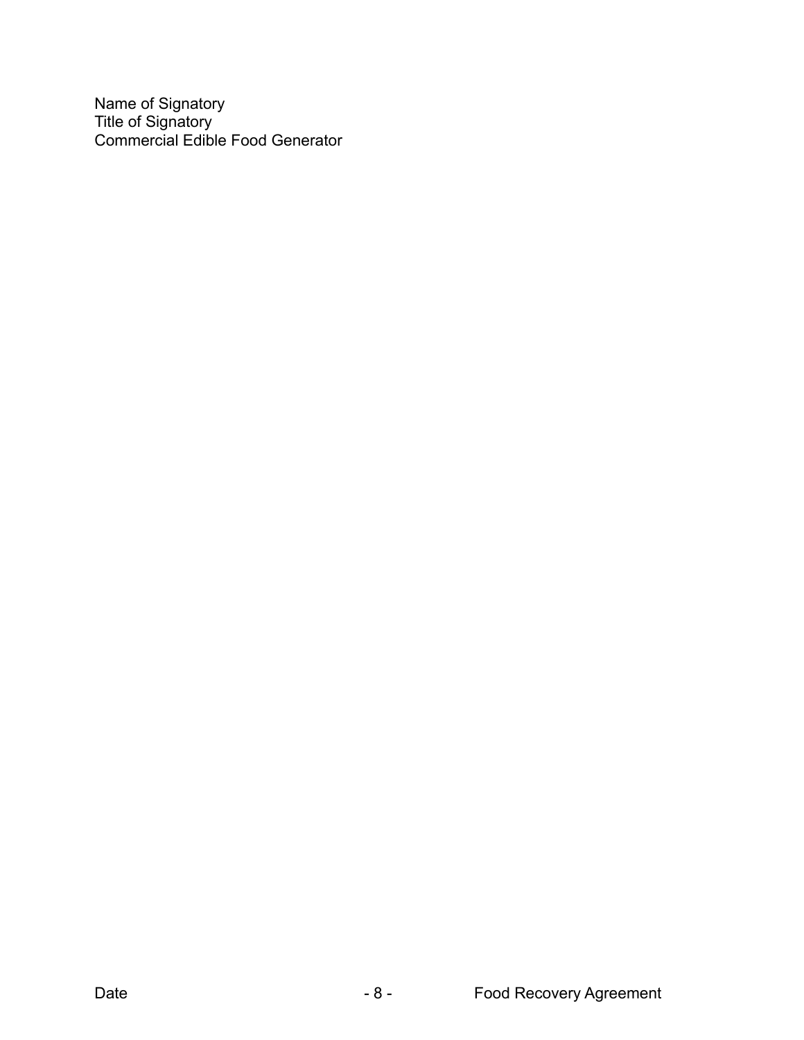Name of Signatory
Title of Signatory
Commercial Edible Food Generator

Date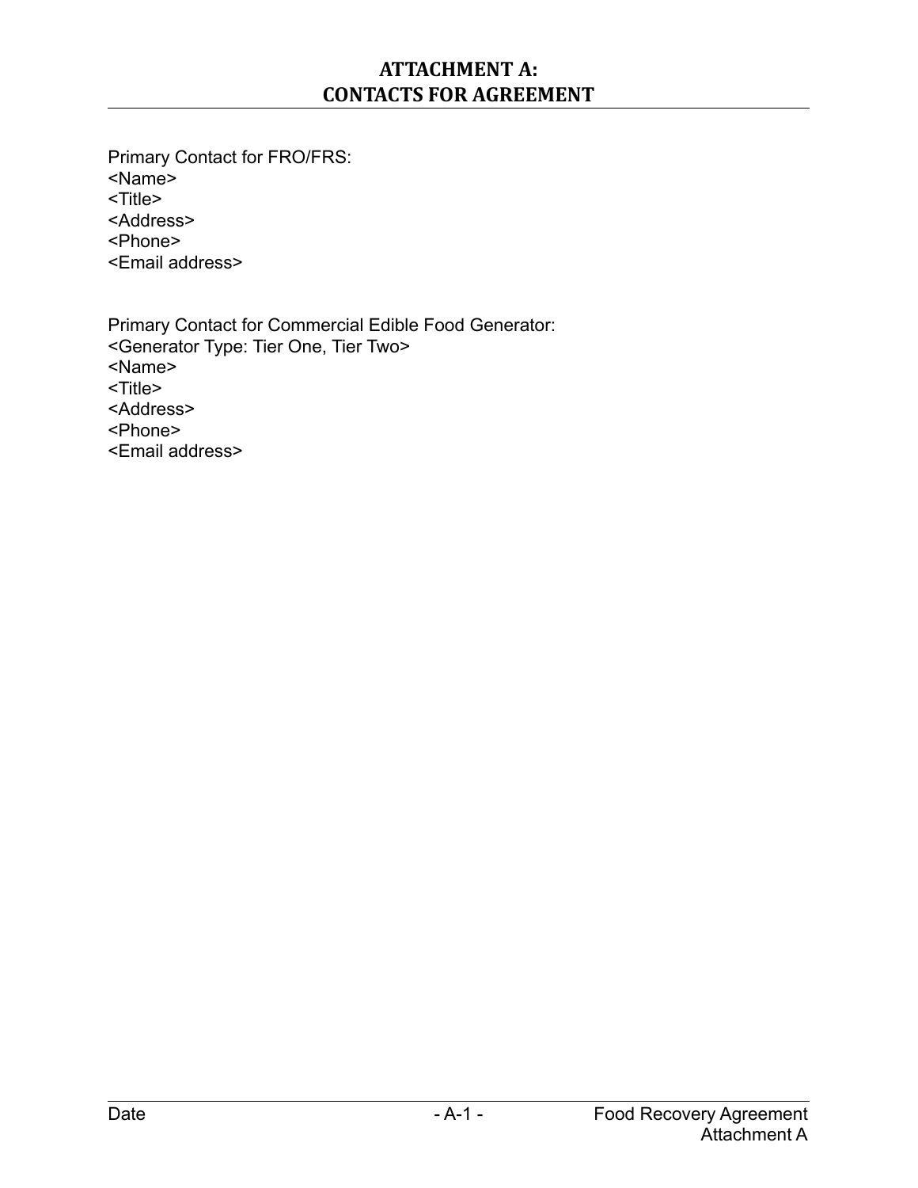# ATTACHMENT A: CONTACTS FOR AGREEMENT

Primary Contact for FRO/FRS:
<Name>
<Title>
<Address>
<Phone>
<Email address>

Primary Contact for Commercial Edible Food Generator:
<Generator Type: Tier One, Tier Two>
<Name>
<Title>
<Address>
<Phone>
<Email address>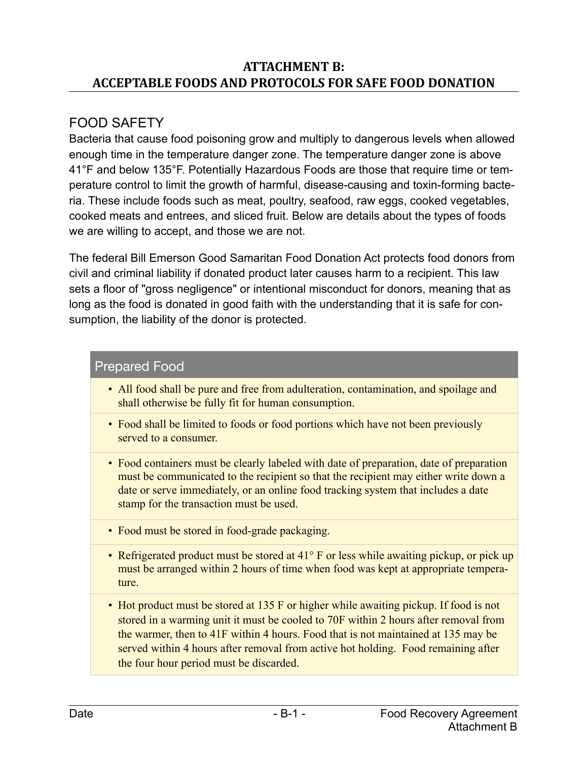## ATTACHMENT B: ACCEPTABLE FOODS AND PROTOCOLS FOR SAFE FOOD DONATION

### FOOD SAFETY

Bacteria that cause food poisoning grow and multiply to dangerous levels when allowed enough time in the temperature danger zone. The temperature danger zone is above 41°F and below 135°F. Potentially Hazardous Foods are those that require time or temperature control to limit the growth of harmful, disease-causing and toxin-forming bacteria. These include foods such as meat, poultry, seafood, raw eggs, cooked vegetables, cooked meats and entrees, and sliced fruit. Below are details about the types of foods we are willing to accept, and those we are not.

The federal Bill Emerson Good Samaritan Food Donation Act protects food donors from civil and criminal liability if donated product later causes harm to a recipient. This law sets a floor of "gross negligence" or intentional misconduct for donors, meaning that as long as the food is donated in good faith with the understanding that it is safe for consumption, the liability of the donor is protected.

| Prepared Food |
| --- |
| • All food shall be pure and free from adulteration, contamination, and spoilage and shall otherwise be fully fit for human consumption. |
| • Food shall be limited to foods or food portions which have not been previously served to a consumer. |
| • Food containers must be clearly labeled with date of preparation, date of preparation must be communicated to the recipient so that the recipient may either write down a date or serve immediately, or an online food tracking system that includes a date stamp for the transaction must be used. |
| • Food must be stored in food-grade packaging. |
| • Refrigerated product must be stored at 41° F or less while awaiting pickup, or pick up must be arranged within 2 hours of time when food was kept at appropriate temperature. |
| • Hot product must be stored at 135 F or higher while awaiting pickup. If food is not stored in a warming unit it must be cooled to 70F within 2 hours after removal from the warmer, then to 41F within 4 hours. Food that is not maintained at 135 may be served within 4 hours after removal from active hot holding. Food remaining after the four hour period must be discarded. |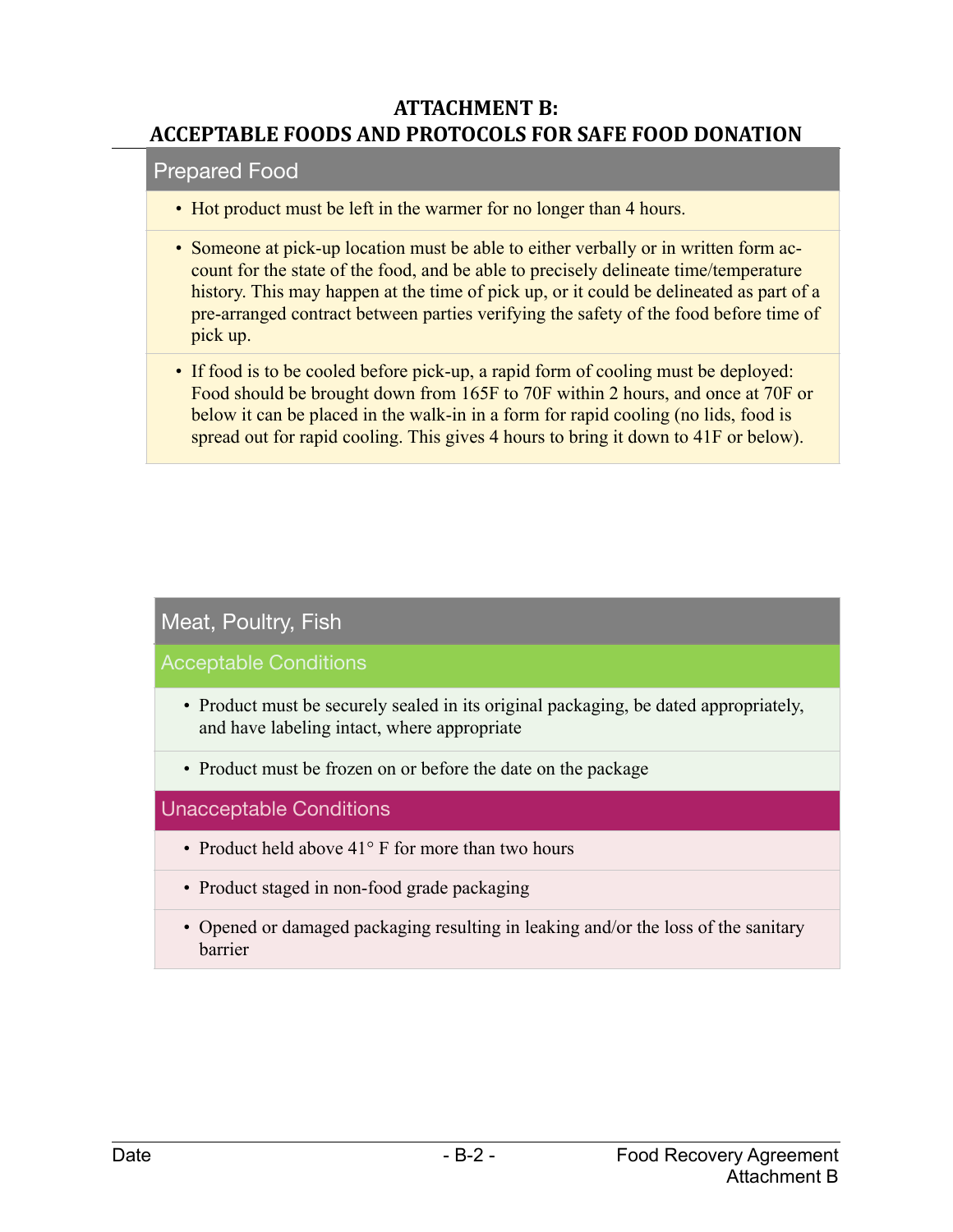# ATTACHMENT B:
# ACCEPTABLE FOODS AND PROTOCOLS FOR SAFE FOOD DONATION

## Prepared Food

- Hot product must be left in the warmer for no longer than 4 hours.
- Someone at pick-up location must be able to either verbally or in written form account for the state of the food, and be able to precisely delineate time/temperature history. This may happen at the time of pick up, or it could be delineated as part of a pre-arranged contract between parties verifying the safety of the food before time of pick up.
- If food is to be cooled before pick-up, a rapid form of cooling must be deployed: Food should be brought down from 165F to 70F within 2 hours, and once at 70F or below it can be placed in the walk-in in a form for rapid cooling (no lids, food is spread out for rapid cooling. This gives 4 hours to bring it down to 41F or below).

## Meat, Poultry, Fish

### Acceptable Conditions

- Product must be securely sealed in its original packaging, be dated appropriately, and have labeling intact, where appropriate
- Product must be frozen on or before the date on the package

### Unacceptable Conditions

- Product held above 41° F for more than two hours
- Product staged in non-food grade packaging
- Opened or damaged packaging resulting in leaking and/or the loss of the sanitary barrier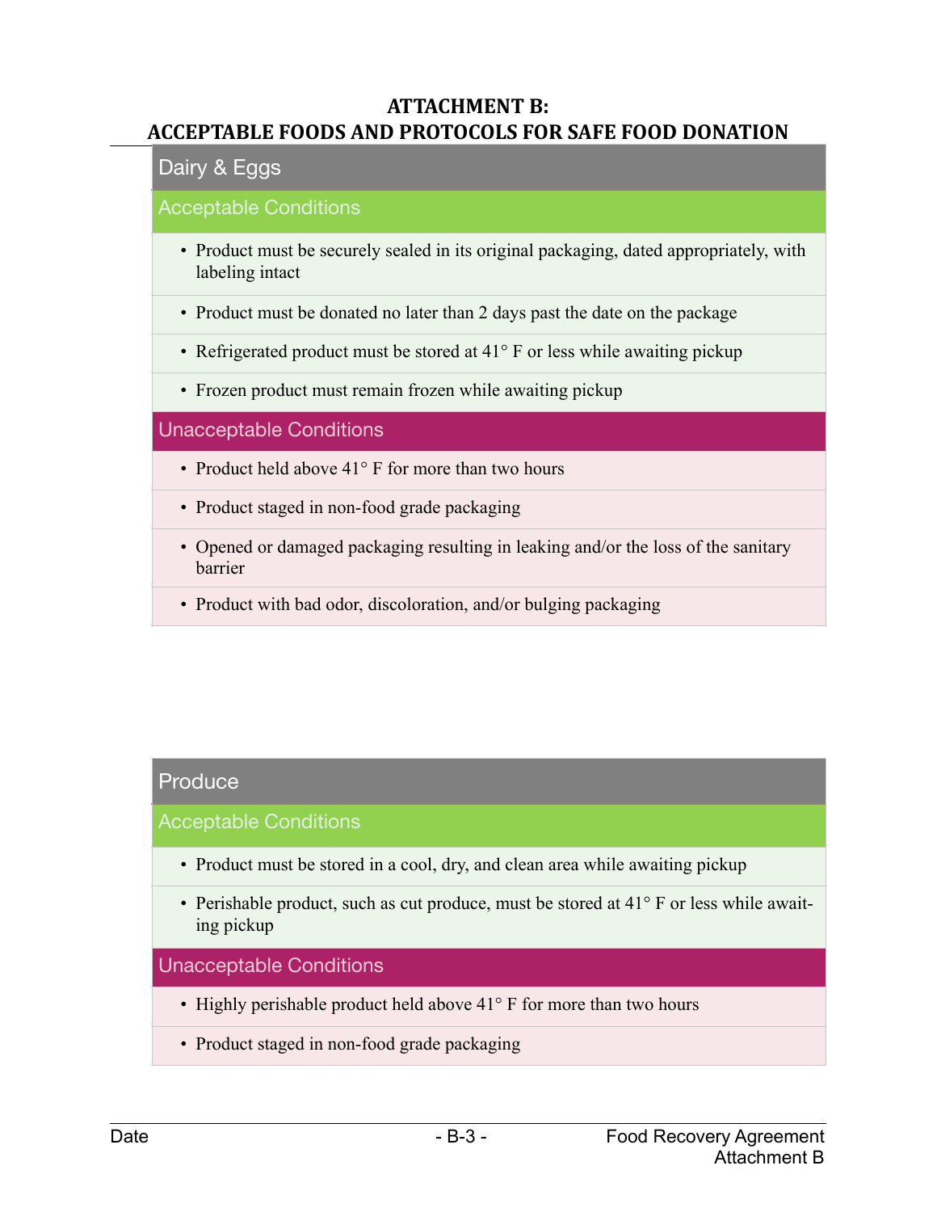# ATTACHMENT B:
# ACCEPTABLE FOODS AND PROTOCOLS FOR SAFE FOOD DONATION

## Dairy & Eggs

### Acceptable Conditions

- Product must be securely sealed in its original packaging, dated appropriately, with labeling intact
- Product must be donated no later than 2 days past the date on the package
- Refrigerated product must be stored at 41° F or less while awaiting pickup
- Frozen product must remain frozen while awaiting pickup

### Unacceptable Conditions

- Product held above 41° F for more than two hours
- Product staged in non-food grade packaging
- Opened or damaged packaging resulting in leaking and/or the loss of the sanitary barrier
- Product with bad odor, discoloration, and/or bulging packaging

## Produce

### Acceptable Conditions

- Product must be stored in a cool, dry, and clean area while awaiting pickup
- Perishable product, such as cut produce, must be stored at 41° F or less while awaiting pickup

### Unacceptable Conditions

- Highly perishable product held above 41° F for more than two hours
- Product staged in non-food grade packaging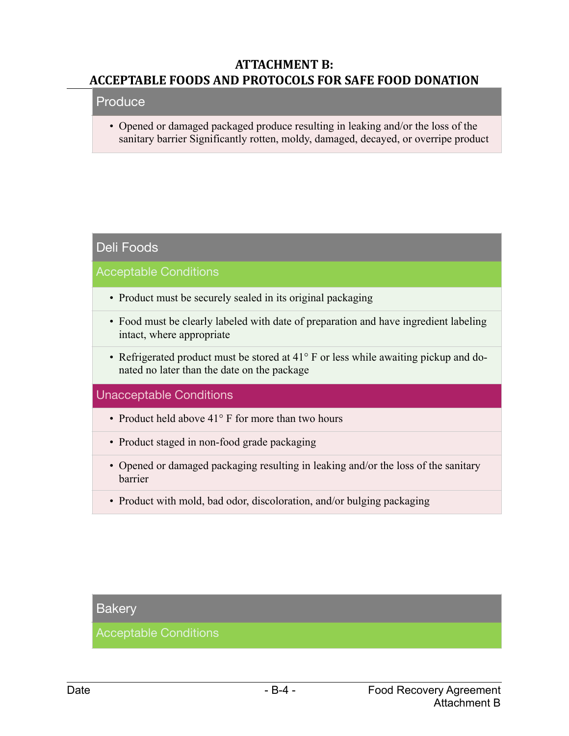**ATTACHMENT B:**
**ACCEPTABLE FOODS AND PROTOCOLS FOR SAFE FOOD DONATION**

### Produce

- Opened or damaged packaged produce resulting in leaking and/or the loss of the sanitary barrier Significantly rotten, moldy, damaged, decayed, or overripe product

### Deli Foods

#### Acceptable Conditions

- Product must be securely sealed in its original packaging
- Food must be clearly labeled with date of preparation and have ingredient labeling intact, where appropriate
- Refrigerated product must be stored at 41° F or less while awaiting pickup and donated no later than the date on the package

#### Unacceptable Conditions

- Product held above 41° F for more than two hours
- Product staged in non-food grade packaging
- Opened or damaged packaging resulting in leaking and/or the loss of the sanitary barrier
- Product with mold, bad odor, discoloration, and/or bulging packaging

### Bakery

#### Acceptable Conditions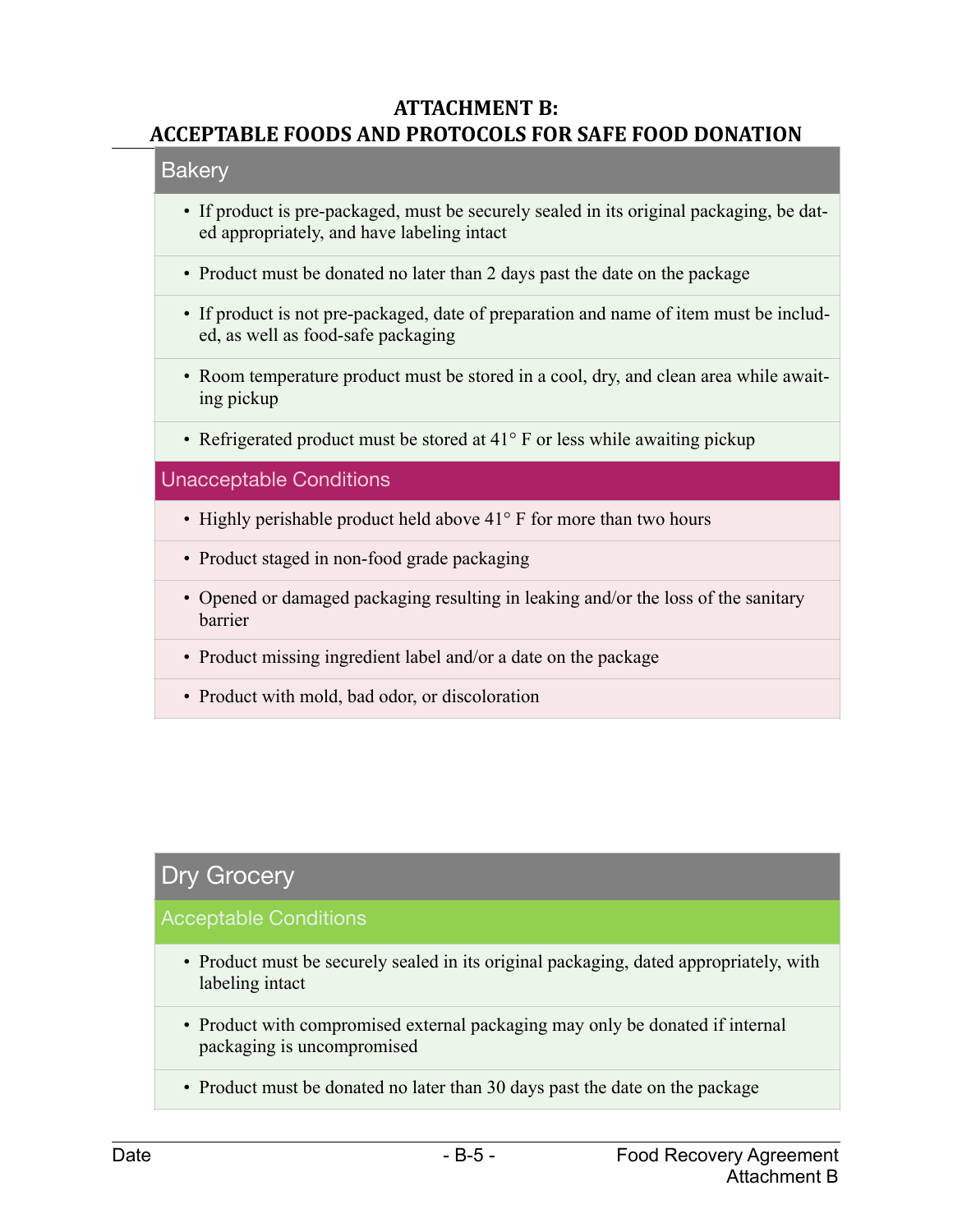**ATTACHMENT B:**
**ACCEPTABLE FOODS AND PROTOCOLS FOR SAFE FOOD DONATION**

## Bakery

- If product is pre-packaged, must be securely sealed in its original packaging, be dated appropriately, and have labeling intact
- Product must be donated no later than 2 days past the date on the package
- If product is not pre-packaged, date of preparation and name of item must be included, as well as food-safe packaging
- Room temperature product must be stored in a cool, dry, and clean area while awaiting pickup
- Refrigerated product must be stored at 41° F or less while awaiting pickup

### Unacceptable Conditions

- Highly perishable product held above 41° F for more than two hours
- Product staged in non-food grade packaging
- Opened or damaged packaging resulting in leaking and/or the loss of the sanitary barrier
- Product missing ingredient label and/or a date on the package
- Product with mold, bad odor, or discoloration

## Dry Grocery

### Acceptable Conditions

- Product must be securely sealed in its original packaging, dated appropriately, with labeling intact
- Product with compromised external packaging may only be donated if internal packaging is uncompromised
- Product must be donated no later than 30 days past the date on the package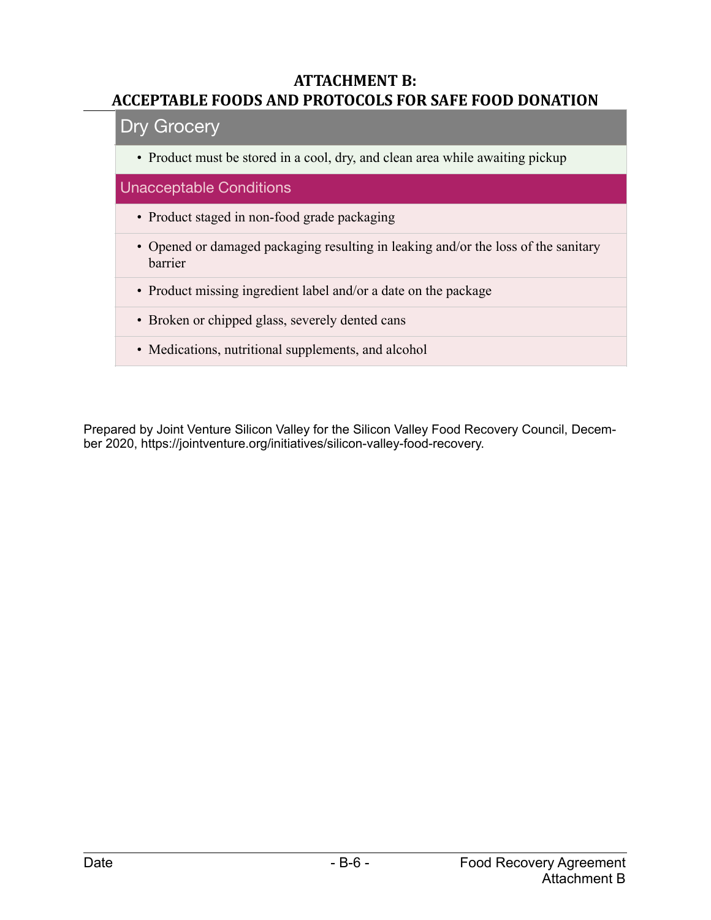# ATTACHMENT B:
# ACCEPTABLE FOODS AND PROTOCOLS FOR SAFE FOOD DONATION

## Dry Grocery

- Product must be stored in a cool, dry, and clean area while awaiting pickup

### Unacceptable Conditions

- Product staged in non-food grade packaging
- Opened or damaged packaging resulting in leaking and/or the loss of the sanitary barrier
- Product missing ingredient label and/or a date on the package
- Broken or chipped glass, severely dented cans
- Medications, nutritional supplements, and alcohol

Prepared by Joint Venture Silicon Valley for the Silicon Valley Food Recovery Council, December 2020, https://jointventure.org/initiatives/silicon-valley-food-recovery.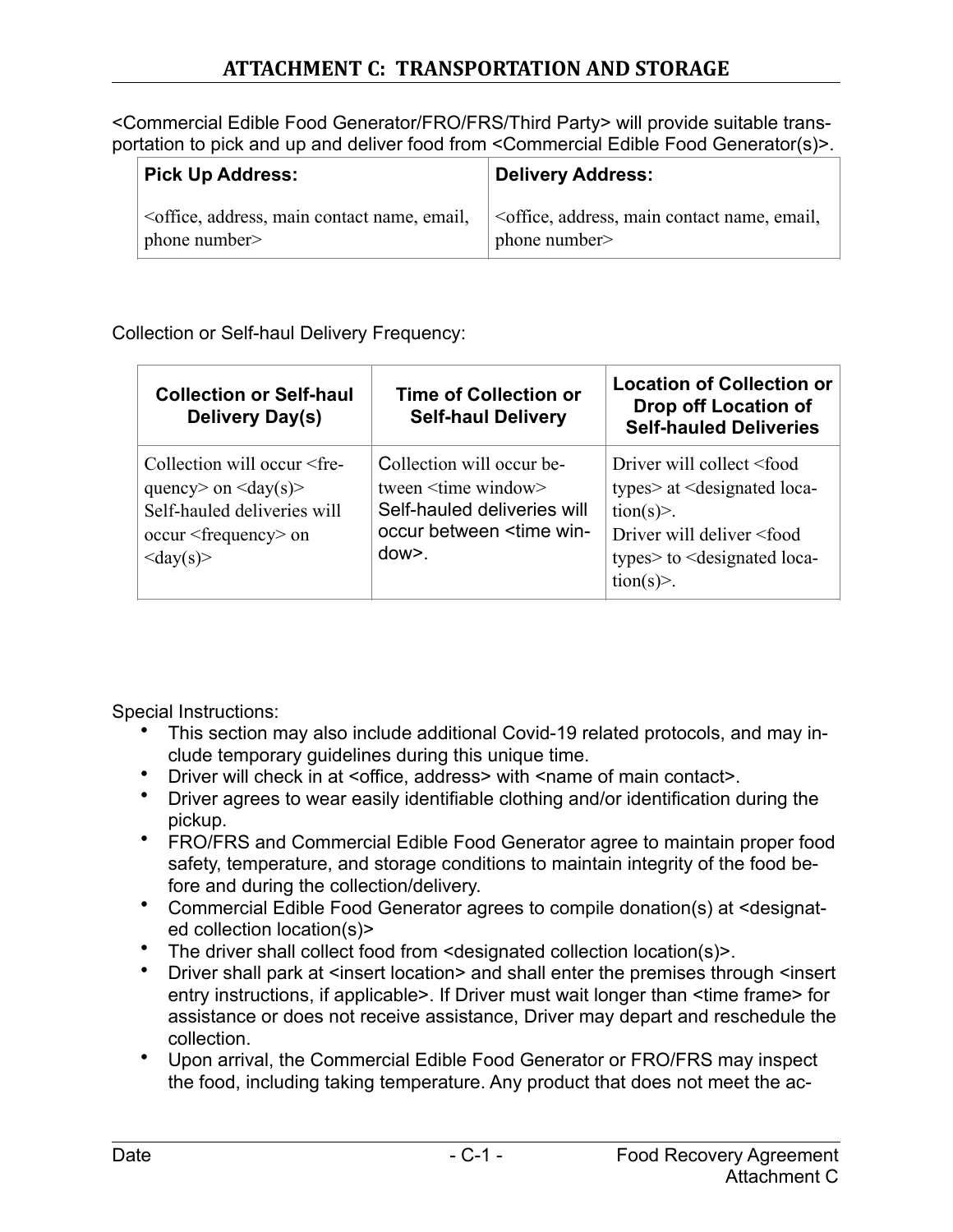## ATTACHMENT C: TRANSPORTATION AND STORAGE

<Commercial Edible Food Generator/FRO/FRS/Third Party> will provide suitable transportation to pick and up and deliver food from <Commercial Edible Food Generator(s)>.

| Pick Up Address: | Delivery Address: |
|---|---|
| <office, address, main contact name, email, phone number> | <office, address, main contact name, email, phone number> |

Collection or Self-haul Delivery Frequency:

| Collection or Self-haul Delivery Day(s) | Time of Collection or Self-haul Delivery | Location of Collection or Drop off Location of Self-hauled Deliveries |
|---|---|---|
| Collection will occur <frequency> on <day(s)> Self-hauled deliveries will occur <frequency> on <day(s)> | Collection will occur between <time window> Self-hauled deliveries will occur between <time window>. | Driver will collect <food types> at <designated location(s)>. Driver will deliver <food types> to <designated location(s)>. |

Special Instructions:

- This section may also include additional Covid-19 related protocols, and may include temporary guidelines during this unique time.
- Driver will check in at <office, address> with <name of main contact>.
- Driver agrees to wear easily identifiable clothing and/or identification during the pickup.
- FRO/FRS and Commercial Edible Food Generator agree to maintain proper food safety, temperature, and storage conditions to maintain integrity of the food before and during the collection/delivery.
- Commercial Edible Food Generator agrees to compile donation(s) at <designated collection location(s)>
- The driver shall collect food from <designated collection location(s)>.
- Driver shall park at <insert location> and shall enter the premises through <insert entry instructions, if applicable>. If Driver must wait longer than <time frame> for assistance or does not receive assistance, Driver may depart and reschedule the collection.
- Upon arrival, the Commercial Edible Food Generator or FRO/FRS may inspect the food, including taking temperature. Any product that does not meet the ac-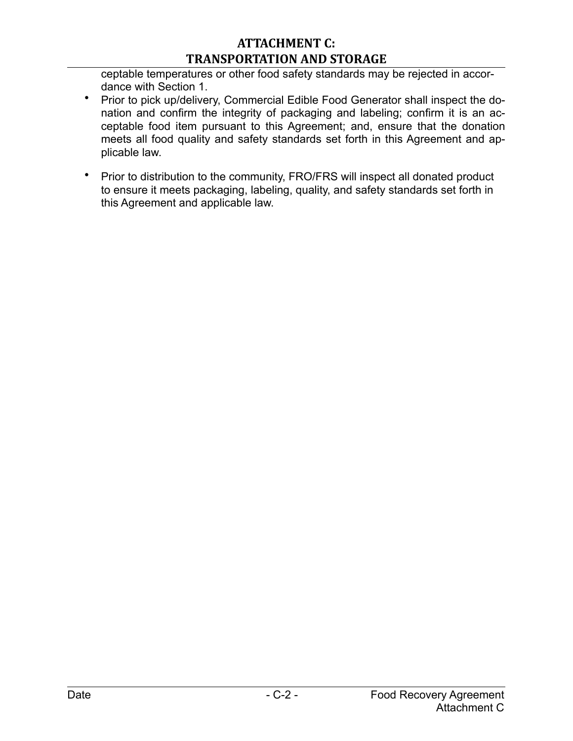ceptable temperatures or other food safety standards may be rejected in accordance with Section 1.

- Prior to pick up/delivery, Commercial Edible Food Generator shall inspect the donation and confirm the integrity of packaging and labeling; confirm it is an acceptable food item pursuant to this Agreement; and, ensure that the donation meets all food quality and safety standards set forth in this Agreement and applicable law.
- Prior to distribution to the community, FRO/FRS will inspect all donated product to ensure it meets packaging, labeling, quality, and safety standards set forth in this Agreement and applicable law.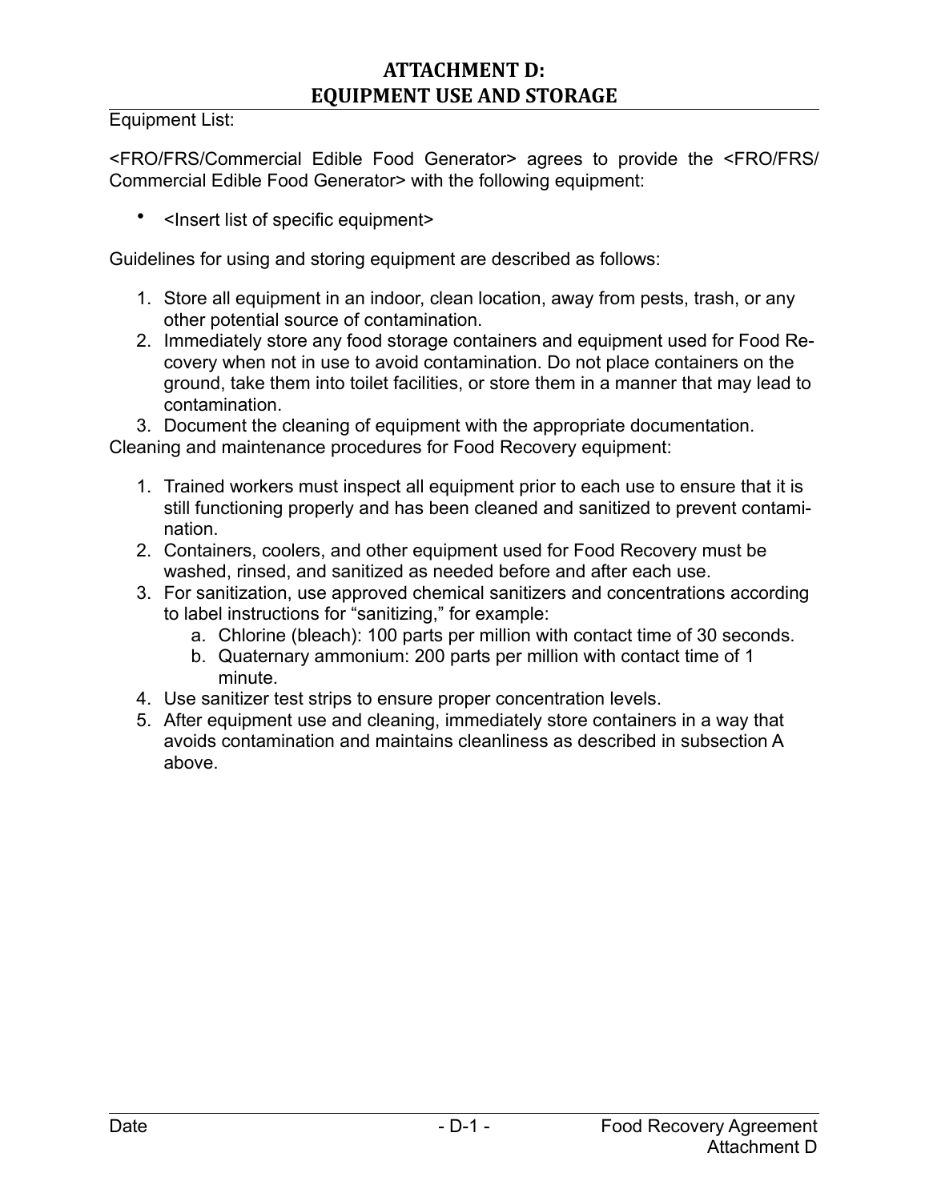# ATTACHMENT D: EQUIPMENT USE AND STORAGE

Equipment List:

<FRO/FRS/Commercial Edible Food Generator> agrees to provide the <FRO/FRS/ Commercial Edible Food Generator> with the following equipment:

- <Insert list of specific equipment>

Guidelines for using and storing equipment are described as follows:

1. Store all equipment in an indoor, clean location, away from pests, trash, or any other potential source of contamination.
2. Immediately store any food storage containers and equipment used for Food Recovery when not in use to avoid contamination. Do not place containers on the ground, take them into toilet facilities, or store them in a manner that may lead to contamination.
3. Document the cleaning of equipment with the appropriate documentation.

Cleaning and maintenance procedures for Food Recovery equipment:

1. Trained workers must inspect all equipment prior to each use to ensure that it is still functioning properly and has been cleaned and sanitized to prevent contamination.
2. Containers, coolers, and other equipment used for Food Recovery must be washed, rinsed, and sanitized as needed before and after each use.
3. For sanitization, use approved chemical sanitizers and concentrations according to label instructions for "sanitizing," for example:
   a. Chlorine (bleach): 100 parts per million with contact time of 30 seconds.
   b. Quaternary ammonium: 200 parts per million with contact time of 1 minute.
4. Use sanitizer test strips to ensure proper concentration levels.
5. After equipment use and cleaning, immediately store containers in a way that avoids contamination and maintains cleanliness as described in subsection A above.